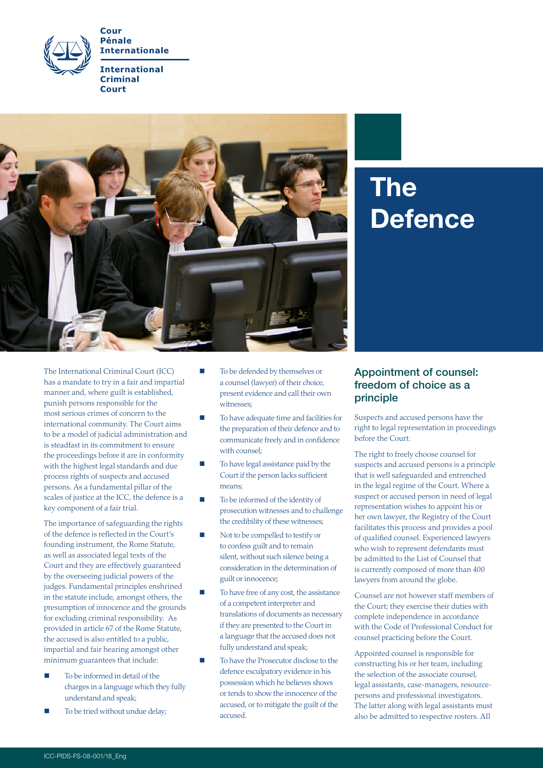Cour Pénale Internationale

International Criminal Court

# The Defence

The International Criminal Court (ICC) has a mandate to try in a fair and impartial manner and, where guilt is established, punish persons responsible for the most serious crimes of concern to the international community. The Court aims to be a model of judicial administration and is steadfast in its commitment to ensure the proceedings before it are in conformity with the highest legal standards and due process rights of suspects and accused persons. As a fundamental pillar of the scales of justice at the ICC, the defence is a key component of a fair trial.

The importance of safeguarding the rights of the defence is reflected in the Court's founding instrument, the Rome Statute, as well as associated legal texts of the Court and they are effectively guaranteed by the overseeing judicial powers of the judges. Fundamental principles enshrined in the statute include, amongst others, the presumption of innocence and the grounds for excluding criminal responsibility. As provided in article 67 of the Rome Statute, the accused is also entitled to a public, impartial and fair hearing amongst other minimum guarantees that include:

- To be informed in detail of the charges in a language which they fully understand and speak;
- To be tried without undue delay;
- To be defended by themselves or a counsel (lawyer) of their choice, present evidence and call their own witnesses;
- To have adequate time and facilities for the preparation of their defence and to communicate freely and in confidence with counsel;
- To have legal assistance paid by the Court if the person lacks sufficient means;
- To be informed of the identity of prosecution witnesses and to challenge the credibility of these witnesses;
- Not to be compelled to testify or to confess guilt and to remain silent, without such silence being a consideration in the determination of guilt or innocence;
- To have free of any cost, the assistance of a competent interpreter and translations of documents as necessary if they are presented to the Court in a language that the accused does not fully understand and speak;
- To have the Prosecutor disclose to the defence exculpatory evidence in his possession which he believes shows or tends to show the innocence of the accused, or to mitigate the guilt of the accused.

## Appointment of counsel: freedom of choice as a principle

Suspects and accused persons have the right to legal representation in proceedings before the Court.

The right to freely choose counsel for suspects and accused persons is a principle that is well safeguarded and entrenched in the legal regime of the Court. Where a suspect or accused person in need of legal representation wishes to appoint his or her own lawyer, the Registry of the Court facilitates this process and provides a pool of qualified counsel. Experienced lawyers who wish to represent defendants must be admitted to the List of Counsel that is currently composed of more than 400 lawyers from around the globe.

Counsel are not however staff members of the Court; they exercise their duties with complete independence in accordance with the Code of Professional Conduct for counsel practicing before the Court.

Appointed counsel is responsible for constructing his or her team, including the selection of the associate counsel, legal assistants, case-managers, resource-persons and professional investigators. The latter along with legal assistants must also be admitted to respective rosters. All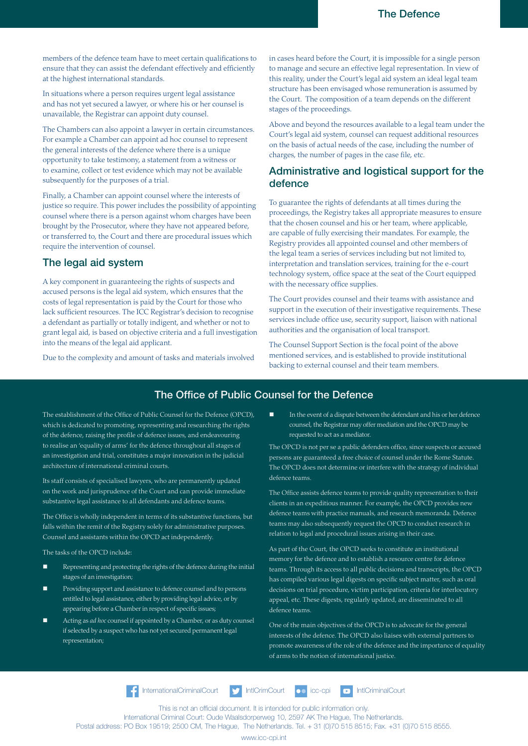members of the defence team have to meet certain qualifications to ensure that they can assist the defendant effectively and efficiently at the highest international standards.

In situations where a person requires urgent legal assistance and has not yet secured a lawyer, or where his or her counsel is unavailable, the Registrar can appoint duty counsel.

The Chambers can also appoint a lawyer in certain circumstances. For example a Chamber can appoint ad hoc counsel to represent the general interests of the defence where there is a unique opportunity to take testimony, a statement from a witness or to examine, collect or test evidence which may not be available subsequently for the purposes of a trial.

Finally, a Chamber can appoint counsel where the interests of justice so require. This power includes the possibility of appointing counsel where there is a person against whom charges have been brought by the Prosecutor, where they have not appeared before, or transferred to, the Court and there are procedural issues which require the intervention of counsel.

## The legal aid system

A key component in guaranteeing the rights of suspects and accused persons is the legal aid system, which ensures that the costs of legal representation is paid by the Court for those who lack sufficient resources. The ICC Registrar's decision to recognise a defendant as partially or totally indigent, and whether or not to grant legal aid, is based on objective criteria and a full investigation into the means of the legal aid applicant.

Due to the complexity and amount of tasks and materials involved in cases heard before the Court, it is impossible for a single person to manage and secure an effective legal representation. In view of this reality, under the Court's legal aid system an ideal legal team structure has been envisaged whose remuneration is assumed by the Court. The composition of a team depends on the different stages of the proceedings.

Above and beyond the resources available to a legal team under the Court's legal aid system, counsel can request additional resources on the basis of actual needs of the case, including the number of charges, the number of pages in the case file, etc.

## Administrative and logistical support for the defence

To guarantee the rights of defendants at all times during the proceedings, the Registry takes all appropriate measures to ensure that the chosen counsel and his or her team, where applicable, are capable of fully exercising their mandates. For example, the Registry provides all appointed counsel and other members of the legal team a series of services including but not limited to, interpretation and translation services, training for the e-court technology system, office space at the seat of the Court equipped with the necessary office supplies.

The Court provides counsel and their teams with assistance and support in the execution of their investigative requirements. These services include office use, security support, liaison with national authorities and the organisation of local transport.

The Counsel Support Section is the focal point of the above mentioned services, and is established to provide institutional backing to external counsel and their team members.

## The Office of Public Counsel for the Defence

The establishment of the Office of Public Counsel for the Defence (OPCD), which is dedicated to promoting, representing and researching the rights of the defence, raising the profile of defence issues, and endeavouring to realise an 'equality of arms' for the defence throughout all stages of an investigation and trial, constitutes a major innovation in the judicial architecture of international criminal courts.

Its staff consists of specialised lawyers, who are permanently updated on the work and jurisprudence of the Court and can provide immediate substantive legal assistance to all defendants and defence teams.

The Office is wholly independent in terms of its substantive functions, but falls within the remit of the Registry solely for administrative purposes. Counsel and assistants within the OPCD act independently.

The tasks of the OPCD include:

- Representing and protecting the rights of the defence during the initial stages of an investigation;
- Providing support and assistance to defence counsel and to persons entitled to legal assistance, either by providing legal advice, or by appearing before a Chamber in respect of specific issues;
- Acting as *ad hoc* counsel if appointed by a Chamber, or as duty counsel if selected by a suspect who has not yet secured permanent legal representation;
- In the event of a dispute between the defendant and his or her defence counsel, the Registrar may offer mediation and the OPCD may be requested to act as a mediator.

The OPCD is not per se a public defenders office, since suspects or accused persons are guaranteed a free choice of counsel under the Rome Statute. The OPCD does not determine or interfere with the strategy of individual defence teams.

The Office assists defence teams to provide quality representation to their clients in an expeditious manner. For example, the OPCD provides new defence teams with practice manuals, and research memoranda. Defence teams may also subsequently request the OPCD to conduct research in relation to legal and procedural issues arising in their case.

As part of the Court, the OPCD seeks to constitute an institutional memory for the defence and to establish a resource centre for defence teams. Through its access to all public decisions and transcripts, the OPCD has compiled various legal digests on specific subject matter, such as oral decisions on trial procedure, victim participation, criteria for interlocutory appeal, etc. These digests, regularly updated, are disseminated to all defence teams.

One of the main objectives of the OPCD is to advocate for the general interests of the defence. The OPCD also liaises with external partners to promote awareness of the role of the defence and the importance of equality of arms to the notion of international justice.

InternationalCriminalCourt IntlCrimCourt icc-cpi IntlCriminalCourt

This is not an official document. It is intended for public information only.
International Criminal Court: Oude Waalsdorperweg 10, 2597 AK The Hague, The Netherlands.
Postal address: PO Box 19519; 2500 CM, The Hague, The Netherlands. Tel. + 31 (0)70 515 8515; Fax. +31 (0)70 515 8555.
www.icc-cpi.int